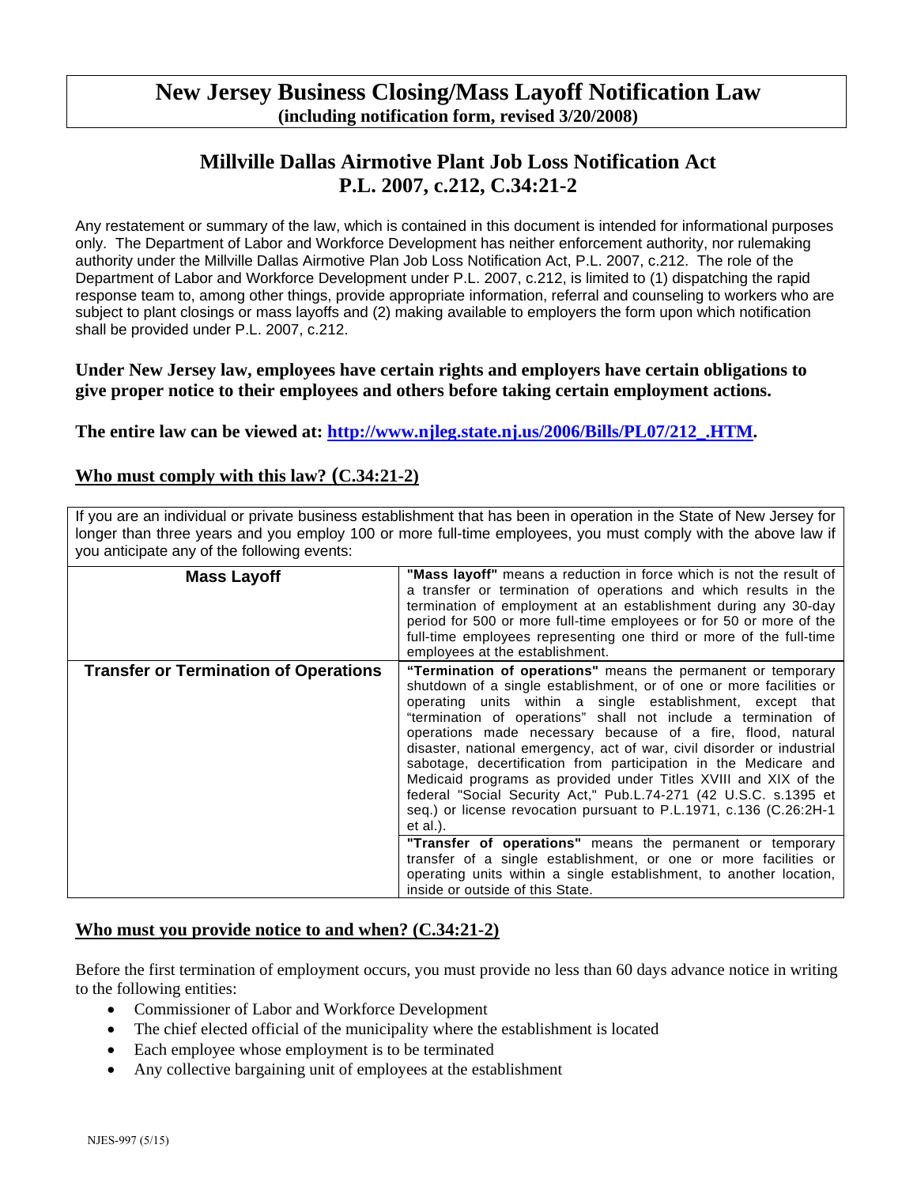# New Jersey Business Closing/Mass Layoff Notification Law

**(including notification form, revised 3/20/2008)**

## Millville Dallas Airmotive Plant Job Loss Notification Act
## P.L. 2007, c.212, C.34:21-2

Any restatement or summary of the law, which is contained in this document is intended for informational purposes only. The Department of Labor and Workforce Development has neither enforcement authority, nor rulemaking authority under the Millville Dallas Airmotive Plan Job Loss Notification Act, P.L. 2007, c.212. The role of the Department of Labor and Workforce Development under P.L. 2007, c.212, is limited to (1) dispatching the rapid response team to, among other things, provide appropriate information, referral and counseling to workers who are subject to plant closings or mass layoffs and (2) making available to employers the form upon which notification shall be provided under P.L. 2007, c.212.

**Under New Jersey law, employees have certain rights and employers have certain obligations to give proper notice to their employees and others before taking certain employment actions.**

**The entire law can be viewed at: [http://www.njleg.state.nj.us/2006/Bills/PL07/212_.HTM](http://www.njleg.state.nj.us/2006/Bills/PL07/212_.HTM).**

### Who must comply with this law? (C.34:21-2)

If you are an individual or private business establishment that has been in operation in the State of New Jersey for longer than three years and you employ 100 or more full-time employees, you must comply with the above law if you anticipate any of the following events:

| | |
|---|---|
| **Mass Layoff** | **"Mass layoff"** means a reduction in force which is not the result of a transfer or termination of operations and which results in the termination of employment at an establishment during any 30-day period for 500 or more full-time employees or for 50 or more of the full-time employees representing one third or more of the full-time employees at the establishment. |
| **Transfer or Termination of Operations** | **"Termination of operations"** means the permanent or temporary shutdown of a single establishment, or of one or more facilities or operating units within a single establishment, except that "termination of operations" shall not include a termination of operations made necessary because of a fire, flood, natural disaster, national emergency, act of war, civil disorder or industrial sabotage, decertification from participation in the Medicare and Medicaid programs as provided under Titles XVIII and XIX of the federal "Social Security Act," Pub.L.74-271 (42 U.S.C. s.1395 et seq.) or license revocation pursuant to P.L.1971, c.136 (C.26:2H-1 et al.). |
| | **"Transfer of operations"** means the permanent or temporary transfer of a single establishment, or one or more facilities or operating units within a single establishment, to another location, inside or outside of this State. |

### Who must you provide notice to and when? (C.34:21-2)

Before the first termination of employment occurs, you must provide no less than 60 days advance notice in writing to the following entities:

- Commissioner of Labor and Workforce Development
- The chief elected official of the municipality where the establishment is located
- Each employee whose employment is to be terminated
- Any collective bargaining unit of employees at the establishment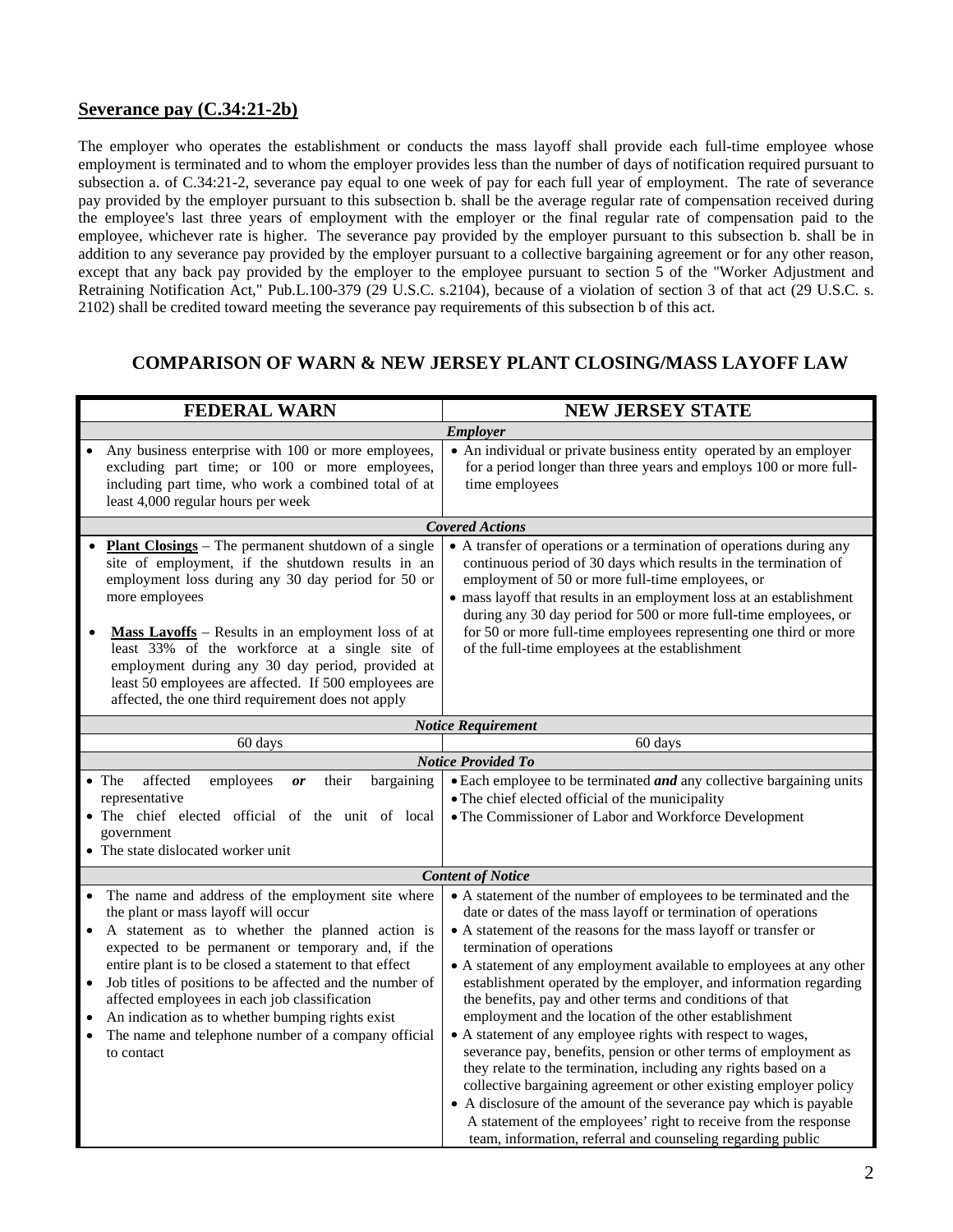## Severance pay (C.34:21-2b)

The employer who operates the establishment or conducts the mass layoff shall provide each full-time employee whose employment is terminated and to whom the employer provides less than the number of days of notification required pursuant to subsection a. of C.34:21-2, severance pay equal to one week of pay for each full year of employment. The rate of severance pay provided by the employer pursuant to this subsection b. shall be the average regular rate of compensation received during the employee's last three years of employment with the employer or the final regular rate of compensation paid to the employee, whichever rate is higher. The severance pay provided by the employer pursuant to this subsection b. shall be in addition to any severance pay provided by the employer pursuant to a collective bargaining agreement or for any other reason, except that any back pay provided by the employer to the employee pursuant to section 5 of the "Worker Adjustment and Retraining Notification Act," Pub.L.100-379 (29 U.S.C. s.2104), because of a violation of section 3 of that act (29 U.S.C. s. 2102) shall be credited toward meeting the severance pay requirements of this subsection b of this act.

## COMPARISON OF WARN & NEW JERSEY PLANT CLOSING/MASS LAYOFF LAW

| FEDERAL WARN | NEW JERSEY STATE |
|---|---|
| ***Employer*** | |
| • Any business enterprise with 100 or more employees, excluding part time; or 100 or more employees, including part time, who work a combined total of at least 4,000 regular hours per week | • An individual or private business entity operated by an employer for a period longer than three years and employs 100 or more full-time employees |
| ***Covered Actions*** | |
| • **Plant Closings** – The permanent shutdown of a single site of employment, if the shutdown results in an employment loss during any 30 day period for 50 or more employees<br>• **Mass Layoffs** – Results in an employment loss of at least 33% of the workforce at a single site of employment during any 30 day period, provided at least 50 employees are affected. If 500 employees are affected, the one third requirement does not apply | • A transfer of operations or a termination of operations during any continuous period of 30 days which results in the termination of employment of 50 or more full-time employees, or<br>• mass layoff that results in an employment loss at an establishment during any 30 day period for 500 or more full-time employees, or for 50 or more full-time employees representing one third or more of the full-time employees at the establishment |
| ***Notice Requirement*** | |
| 60 days | 60 days |
| ***Notice Provided To*** | |
| • The affected employees *or* their bargaining representative<br>• The chief elected official of the unit of local government<br>• The state dislocated worker unit | • Each employee to be terminated ***and*** any collective bargaining units<br>• The chief elected official of the municipality<br>• The Commissioner of Labor and Workforce Development |
| ***Content of Notice*** | |
| • The name and address of the employment site where the plant or mass layoff will occur<br>• A statement as to whether the planned action is expected to be permanent or temporary and, if the entire plant is to be closed a statement to that effect<br>• Job titles of positions to be affected and the number of affected employees in each job classification<br>• An indication as to whether bumping rights exist<br>• The name and telephone number of a company official to contact | • A statement of the number of employees to be terminated and the date or dates of the mass layoff or termination of operations<br>• A statement of the reasons for the mass layoff or transfer or termination of operations<br>• A statement of any employment available to employees at any other establishment operated by the employer, and information regarding the benefits, pay and other terms and conditions of that employment and the location of the other establishment<br>• A statement of any employee rights with respect to wages, severance pay, benefits, pension or other terms of employment as they relate to the termination, including any rights based on a collective bargaining agreement or other existing employer policy<br>• A disclosure of the amount of the severance pay which is payable A statement of the employees' right to receive from the response team, information, referral and counseling regarding public |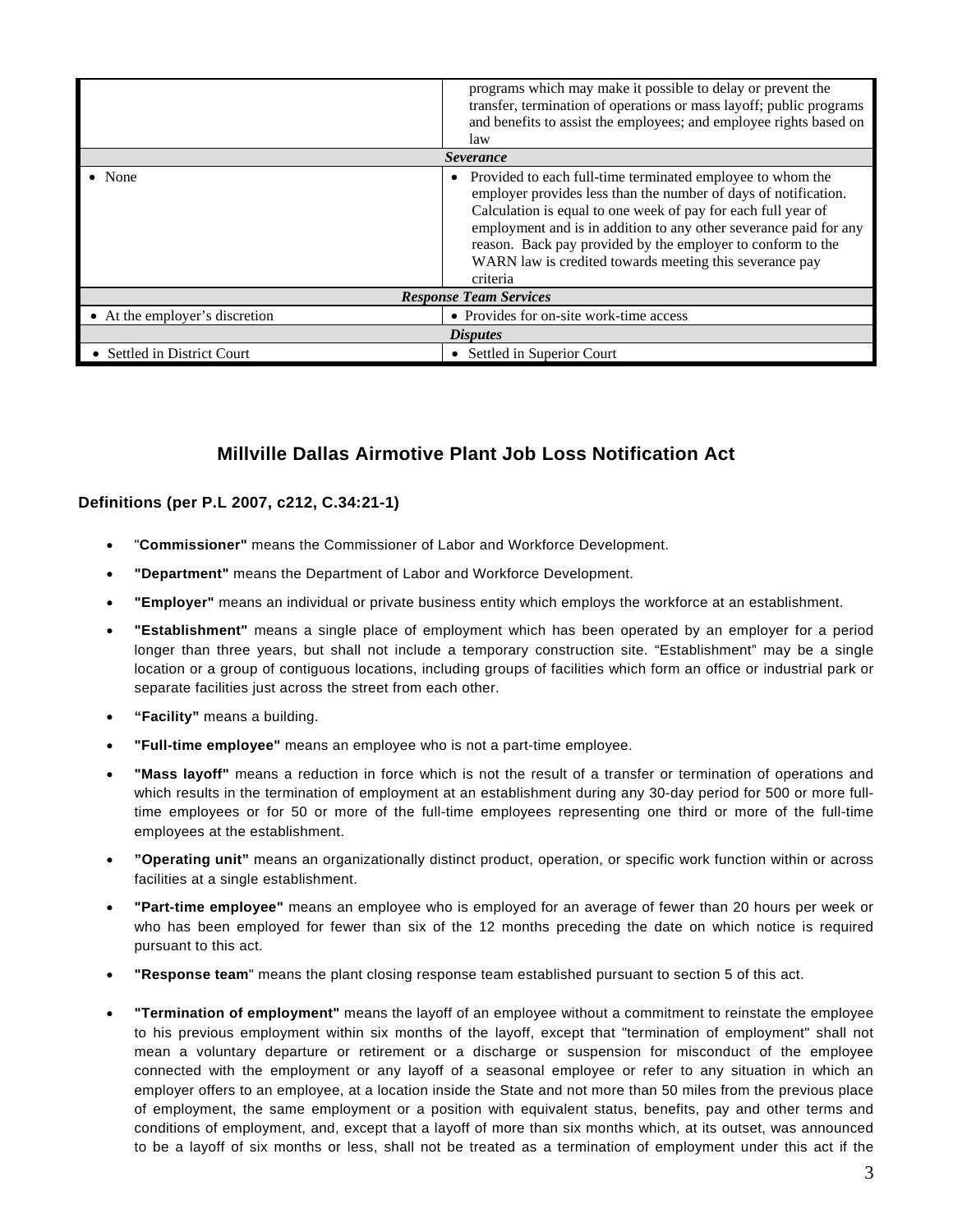| | |
|---|---|
| | programs which may make it possible to delay or prevent the transfer, termination of operations or mass layoff; public programs and benefits to assist the employees; and employee rights based on law |
| ***Severance*** | |
| • None | • Provided to each full-time terminated employee to whom the employer provides less than the number of days of notification. Calculation is equal to one week of pay for each full year of employment and is in addition to any other severance paid for any reason. Back pay provided by the employer to conform to the WARN law is credited towards meeting this severance pay criteria |
| ***Response Team Services*** | |
| • At the employer's discretion | • Provides for on-site work-time access |
| ***Disputes*** | |
| • Settled in District Court | • Settled in Superior Court |

## Millville Dallas Airmotive Plant Job Loss Notification Act

### Definitions (per P.L 2007, c212, C.34:21-1)

- "**Commissioner"** means the Commissioner of Labor and Workforce Development.
- **"Department"** means the Department of Labor and Workforce Development.
- **"Employer"** means an individual or private business entity which employs the workforce at an establishment.
- **"Establishment"** means a single place of employment which has been operated by an employer for a period longer than three years, but shall not include a temporary construction site. "Establishment" may be a single location or a group of contiguous locations, including groups of facilities which form an office or industrial park or separate facilities just across the street from each other.
- **"Facility"** means a building.
- **"Full-time employee"** means an employee who is not a part-time employee.
- **"Mass layoff"** means a reduction in force which is not the result of a transfer or termination of operations and which results in the termination of employment at an establishment during any 30-day period for 500 or more full-time employees or for 50 or more of the full-time employees representing one third or more of the full-time employees at the establishment.
- **"Operating unit"** means an organizationally distinct product, operation, or specific work function within or across facilities at a single establishment.
- **"Part-time employee"** means an employee who is employed for an average of fewer than 20 hours per week or who has been employed for fewer than six of the 12 months preceding the date on which notice is required pursuant to this act.
- **"Response team**" means the plant closing response team established pursuant to section 5 of this act.
- **"Termination of employment"** means the layoff of an employee without a commitment to reinstate the employee to his previous employment within six months of the layoff, except that "termination of employment" shall not mean a voluntary departure or retirement or a discharge or suspension for misconduct of the employee connected with the employment or any layoff of a seasonal employee or refer to any situation in which an employer offers to an employee, at a location inside the State and not more than 50 miles from the previous place of employment, the same employment or a position with equivalent status, benefits, pay and other terms and conditions of employment, and, except that a layoff of more than six months which, at its outset, was announced to be a layoff of six months or less, shall not be treated as a termination of employment under this act if the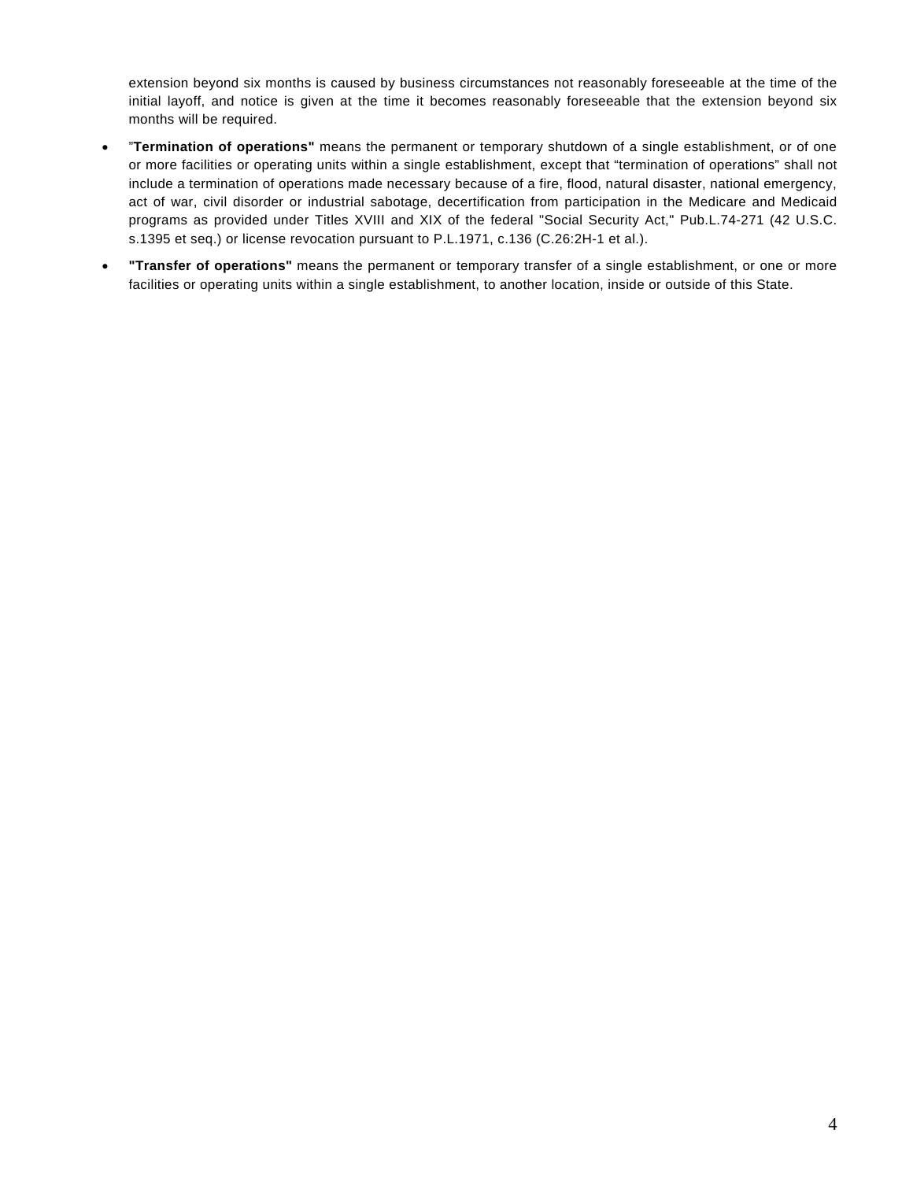extension beyond six months is caused by business circumstances not reasonably foreseeable at the time of the initial layoff, and notice is given at the time it becomes reasonably foreseeable that the extension beyond six months will be required.

- "**Termination of operations"** means the permanent or temporary shutdown of a single establishment, or of one or more facilities or operating units within a single establishment, except that "termination of operations" shall not include a termination of operations made necessary because of a fire, flood, natural disaster, national emergency, act of war, civil disorder or industrial sabotage, decertification from participation in the Medicare and Medicaid programs as provided under Titles XVIII and XIX of the federal "Social Security Act," Pub.L.74-271 (42 U.S.C. s.1395 et seq.) or license revocation pursuant to P.L.1971, c.136 (C.26:2H-1 et al.).
- **"Transfer of operations"** means the permanent or temporary transfer of a single establishment, or one or more facilities or operating units within a single establishment, to another location, inside or outside of this State.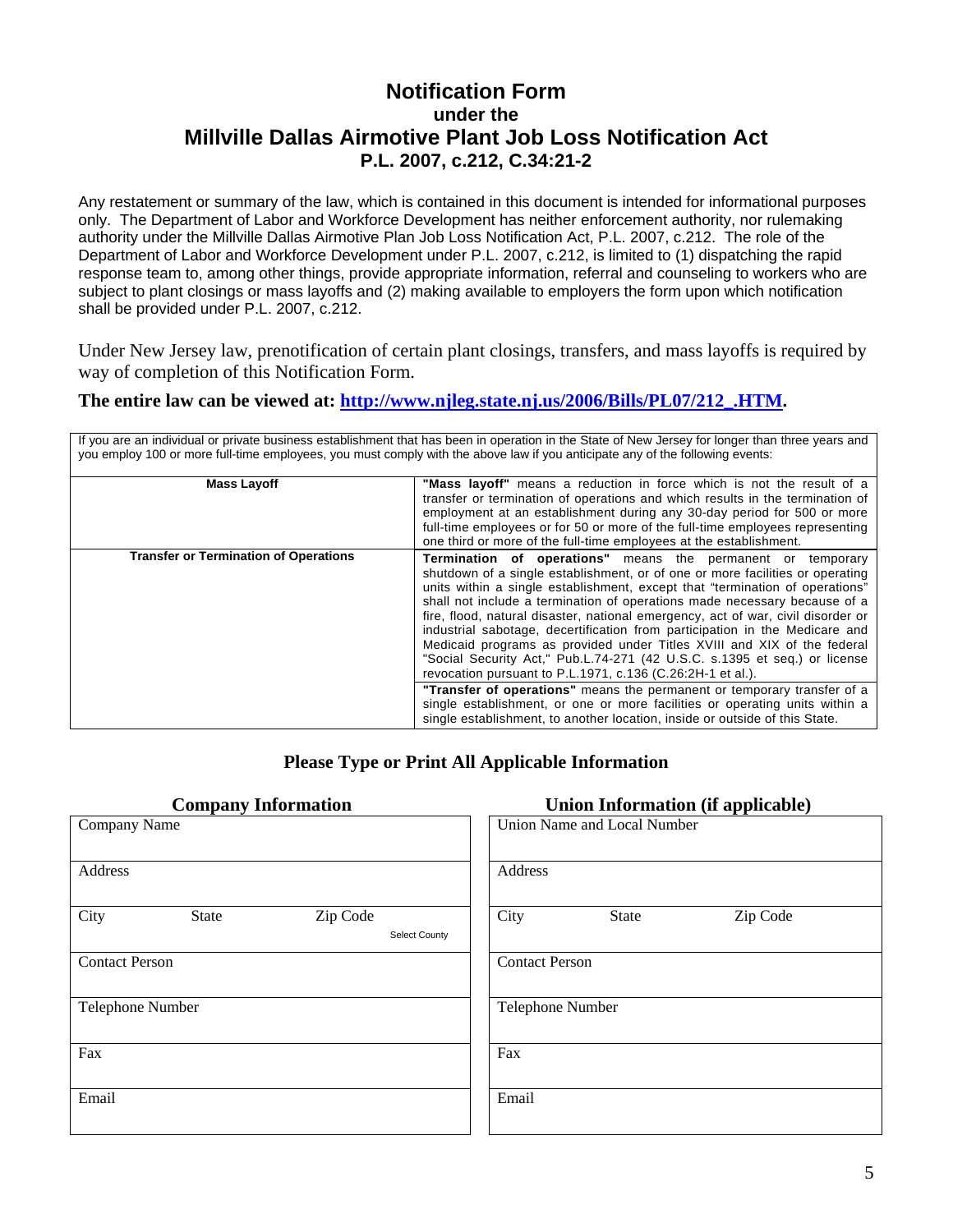# Notification Form
## under the
# Millville Dallas Airmotive Plant Job Loss Notification Act
## P.L. 2007, c.212, C.34:21-2

Any restatement or summary of the law, which is contained in this document is intended for informational purposes only. The Department of Labor and Workforce Development has neither enforcement authority, nor rulemaking authority under the Millville Dallas Airmotive Plan Job Loss Notification Act, P.L. 2007, c.212. The role of the Department of Labor and Workforce Development under P.L. 2007, c.212, is limited to (1) dispatching the rapid response team to, among other things, provide appropriate information, referral and counseling to workers who are subject to plant closings or mass layoffs and (2) making available to employers the form upon which notification shall be provided under P.L. 2007, c.212.

Under New Jersey law, prenotification of certain plant closings, transfers, and mass layoffs is required by way of completion of this Notification Form.

**The entire law can be viewed at: [http://www.njleg.state.nj.us/2006/Bills/PL07/212_.HTM](http://www.njleg.state.nj.us/2006/Bills/PL07/212_.HTM).**

If you are an individual or private business establishment that has been in operation in the State of New Jersey for longer than three years and you employ 100 or more full-time employees, you must comply with the above law if you anticipate any of the following events:

| | |
|---|---|
| **Mass Layoff** | **"Mass layoff"** means a reduction in force which is not the result of a transfer or termination of operations and which results in the termination of employment at an establishment during any 30-day period for 500 or more full-time employees or for 50 or more of the full-time employees representing one third or more of the full-time employees at the establishment. |
| **Transfer or Termination of Operations** | **Termination of operations"** means the permanent or temporary shutdown of a single establishment, or of one or more facilities or operating units within a single establishment, except that "termination of operations" shall not include a termination of operations made necessary because of a fire, flood, natural disaster, national emergency, act of war, civil disorder or industrial sabotage, decertification from participation in the Medicare and Medicaid programs as provided under Titles XVIII and XIX of the federal "Social Security Act," Pub.L.74-271 (42 U.S.C. s.1395 et seq.) or license revocation pursuant to P.L.1971, c.136 (C.26:2H-1 et al.).<br>**"Transfer of operations"** means the permanent or temporary transfer of a single establishment, or one or more facilities or operating units within a single establishment, to another location, inside or outside of this State. |

## Please Type or Print All Applicable Information

### Company Information

| | | |
|---|---|---|
| Company Name | | |
| Address | | |
| City | State | Zip Code<br>Select County |
| Contact Person | | |
| Telephone Number | | |
| Fax | | |
| Email | | |

### Union Information (if applicable)

| | | |
|---|---|---|
| Union Name and Local Number | | |
| Address | | |
| City | State | Zip Code |
| Contact Person | | |
| Telephone Number | | |
| Fax | | |
| Email | | |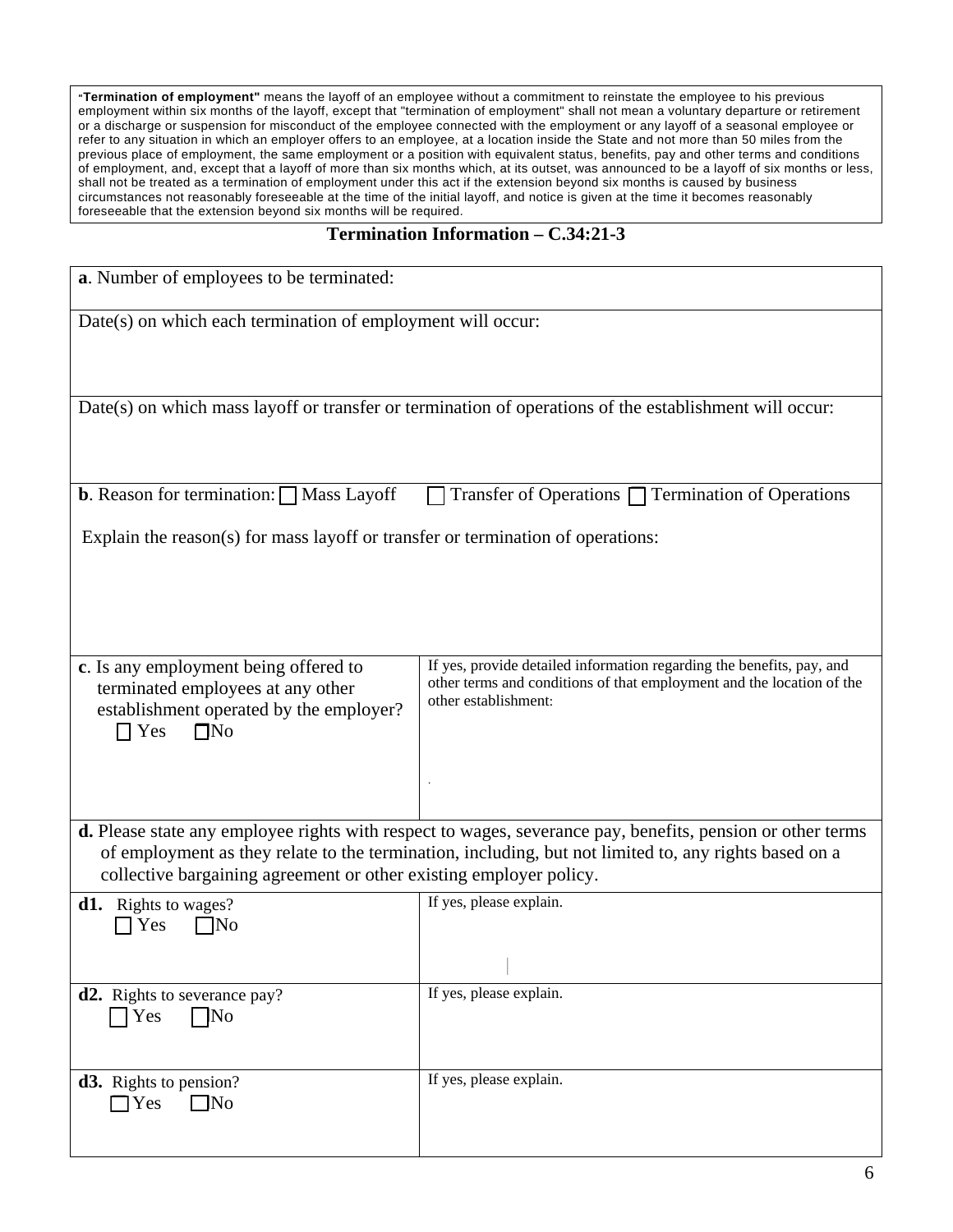"**Termination of employment"** means the layoff of an employee without a commitment to reinstate the employee to his previous employment within six months of the layoff, except that "termination of employment" shall not mean a voluntary departure or retirement or a discharge or suspension for misconduct of the employee connected with the employment or any layoff of a seasonal employee or refer to any situation in which an employer offers to an employee, at a location inside the State and not more than 50 miles from the previous place of employment, the same employment or a position with equivalent status, benefits, pay and other terms and conditions of employment, and, except that a layoff of more than six months which, at its outset, was announced to be a layoff of six months or less, shall not be treated as a termination of employment under this act if the extension beyond six months is caused by business circumstances not reasonably foreseeable at the time of the initial layoff, and notice is given at the time it becomes reasonably foreseeable that the extension beyond six months will be required.

## Termination Information – C.34:21-3

**a**. Number of employees to be terminated:

Date(s) on which each termination of employment will occur:

Date(s) on which mass layoff or transfer or termination of operations of the establishment will occur:

**b**. Reason for termination: ☐ Mass Layoff ☐ Transfer of Operations ☐ Termination of Operations

Explain the reason(s) for mass layoff or transfer or termination of operations:

| **c**. Is any employment being offered to terminated employees at any other establishment operated by the employer? ☐ Yes ☐ No | If yes, provide detailed information regarding the benefits, pay, and other terms and conditions of that employment and the location of the other establishment: |
|---|---|

**d.** Please state any employee rights with respect to wages, severance pay, benefits, pension or other terms of employment as they relate to the termination, including, but not limited to, any rights based on a collective bargaining agreement or other existing employer policy.

| | |
|---|---|
| **d1.** Rights to wages? ☐ Yes ☐ No | If yes, please explain. |
| **d2.** Rights to severance pay? ☐ Yes ☐ No | If yes, please explain. |
| **d3.** Rights to pension? ☐ Yes ☐ No | If yes, please explain. |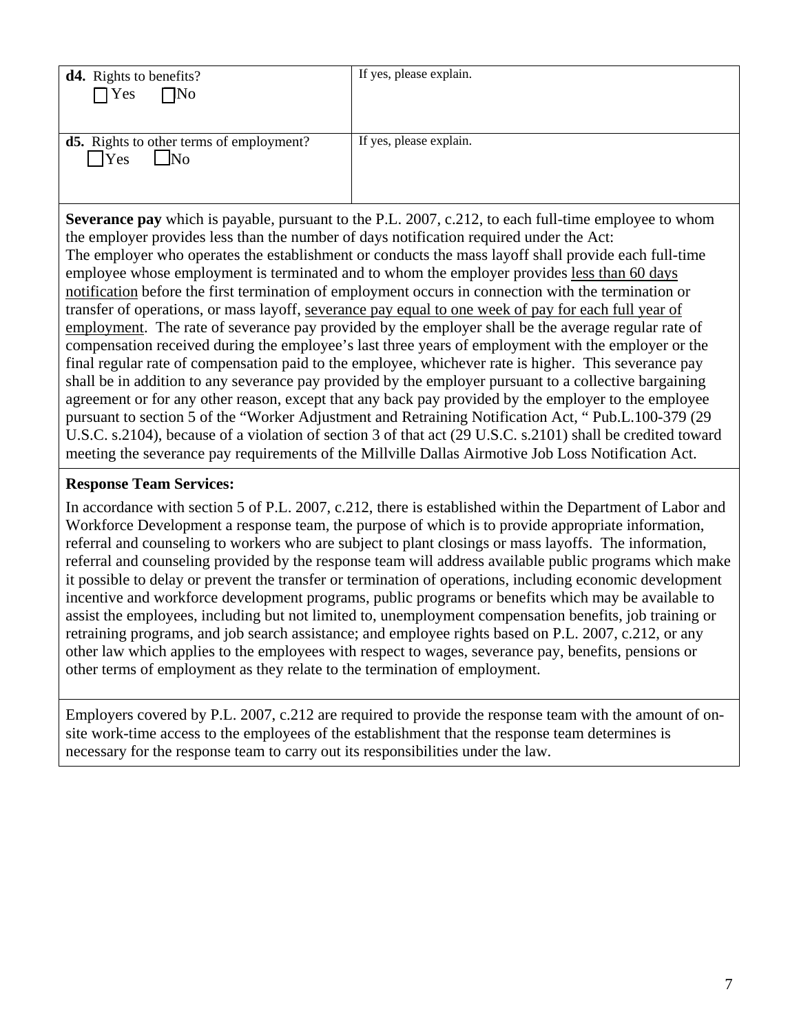| **d4.** Rights to benefits? ☐ Yes ☐ No | If yes, please explain. |
|---|---|
| **d5.** Rights to other terms of employment? ☐ Yes ☐ No | If yes, please explain. |

**Severance pay** which is payable, pursuant to the P.L. 2007, c.212, to each full-time employee to whom the employer provides less than the number of days notification required under the Act:
The employer who operates the establishment or conducts the mass layoff shall provide each full-time employee whose employment is terminated and to whom the employer provides <u>less than 60 days notification</u> before the first termination of employment occurs in connection with the termination or transfer of operations, or mass layoff, <u>severance pay equal to one week of pay for each full year of employment</u>. The rate of severance pay provided by the employer shall be the average regular rate of compensation received during the employee's last three years of employment with the employer or the final regular rate of compensation paid to the employee, whichever rate is higher. This severance pay shall be in addition to any severance pay provided by the employer pursuant to a collective bargaining agreement or for any other reason, except that any back pay provided by the employer to the employee pursuant to section 5 of the "Worker Adjustment and Retraining Notification Act, " Pub.L.100-379 (29 U.S.C. s.2104), because of a violation of section 3 of that act (29 U.S.C. s.2101) shall be credited toward meeting the severance pay requirements of the Millville Dallas Airmotive Job Loss Notification Act.

**Response Team Services:**

In accordance with section 5 of P.L. 2007, c.212, there is established within the Department of Labor and Workforce Development a response team, the purpose of which is to provide appropriate information, referral and counseling to workers who are subject to plant closings or mass layoffs. The information, referral and counseling provided by the response team will address available public programs which make it possible to delay or prevent the transfer or termination of operations, including economic development incentive and workforce development programs, public programs or benefits which may be available to assist the employees, including but not limited to, unemployment compensation benefits, job training or retraining programs, and job search assistance; and employee rights based on P.L. 2007, c.212, or any other law which applies to the employees with respect to wages, severance pay, benefits, pensions or other terms of employment as they relate to the termination of employment.

Employers covered by P.L. 2007, c.212 are required to provide the response team with the amount of on-site work-time access to the employees of the establishment that the response team determines is necessary for the response team to carry out its responsibilities under the law.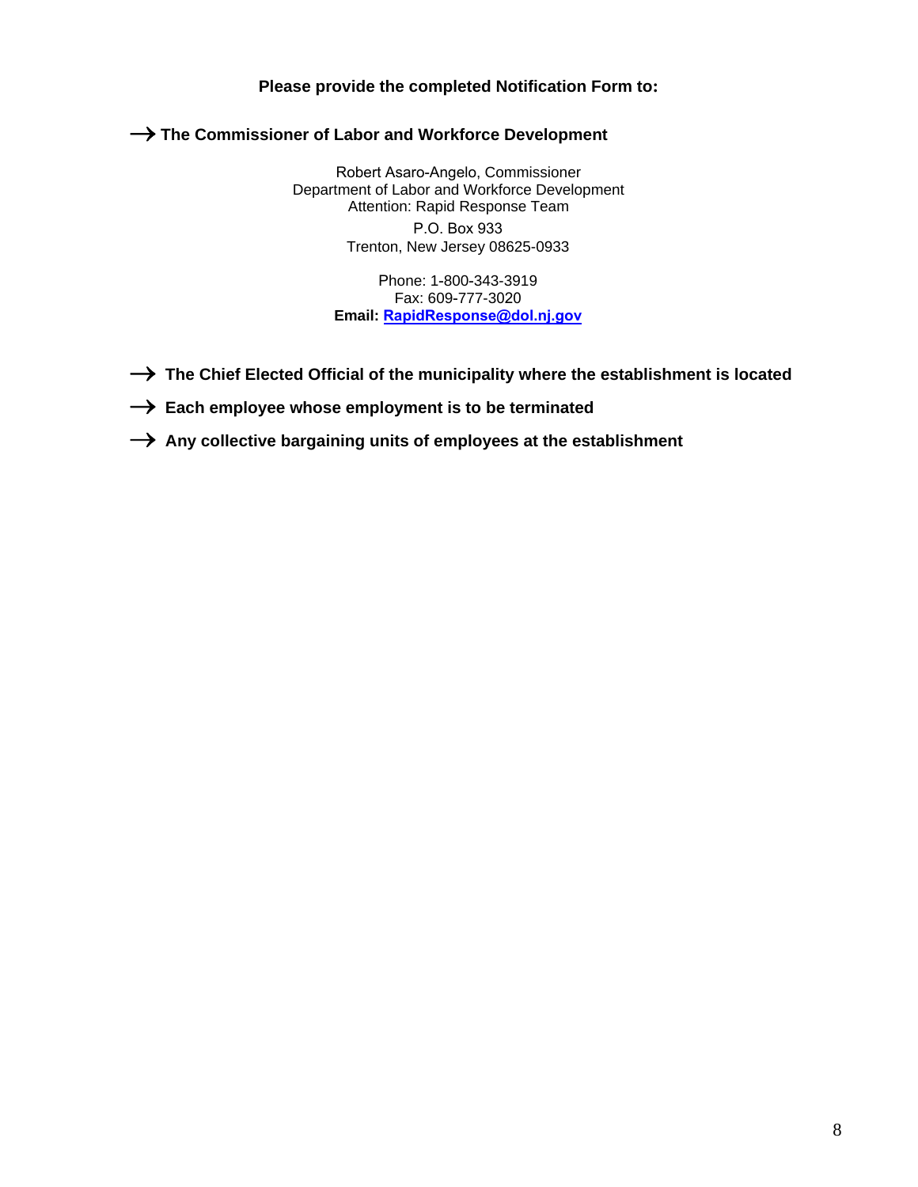**Please provide the completed Notification Form to:**

→ **The Commissioner of Labor and Workforce Development**

Robert Asaro-Angelo, Commissioner
Department of Labor and Workforce Development
Attention: Rapid Response Team
P.O. Box 933
Trenton, New Jersey 08625-0933

Phone: 1-800-343-3919
Fax: 609-777-3020
**Email: RapidResponse@dol.nj.gov**

→ **The Chief Elected Official of the municipality where the establishment is located**

→ **Each employee whose employment is to be terminated**

→ **Any collective bargaining units of employees at the establishment**